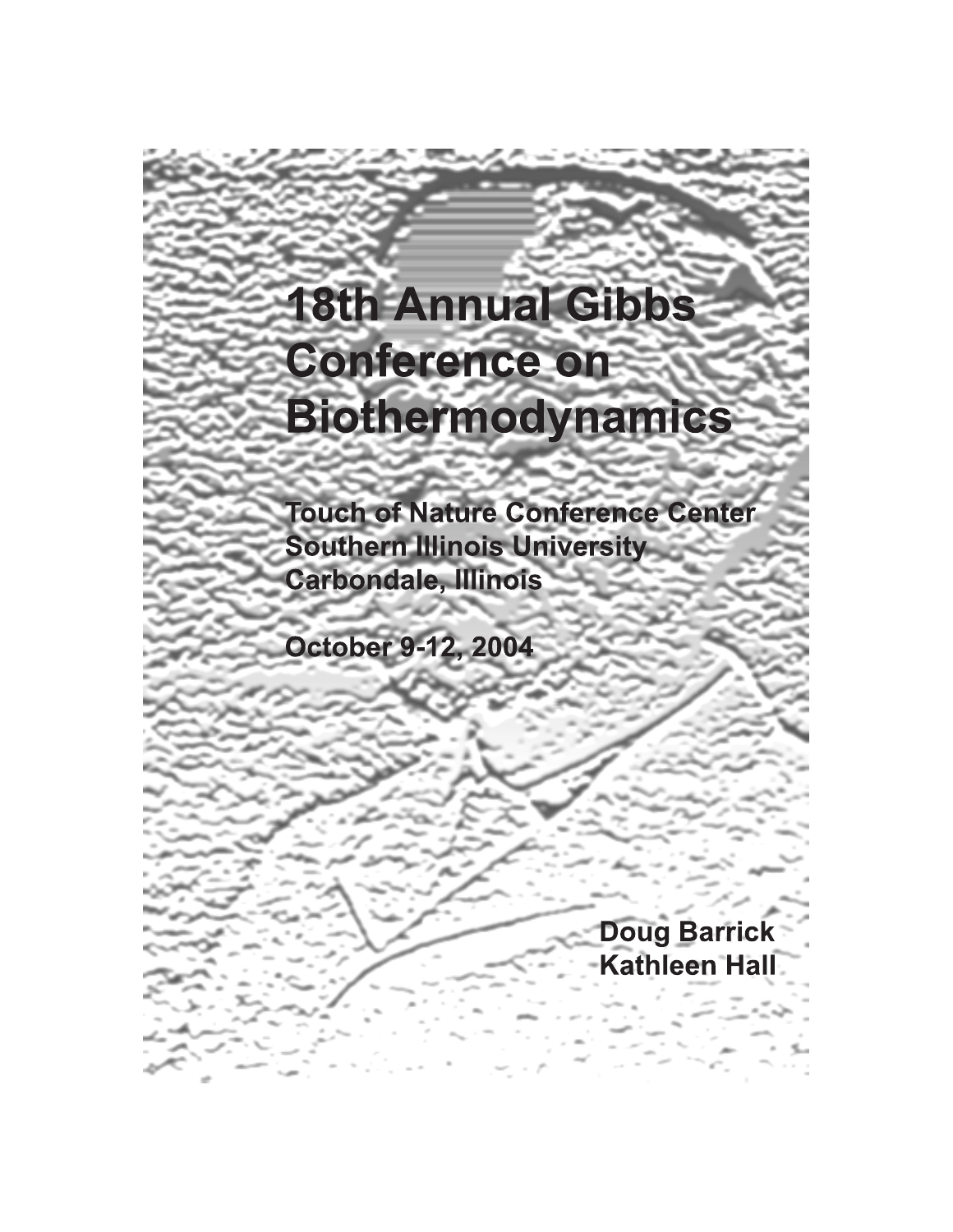# 18th Annual Gibbs Conference on Biothermodynamics

**Touch of Nature Conference Center**
**Southern Illinois University**
**Carbondale, Illinois**

**October 9-12, 2004**

**Doug Barrick**
**Kathleen Hall**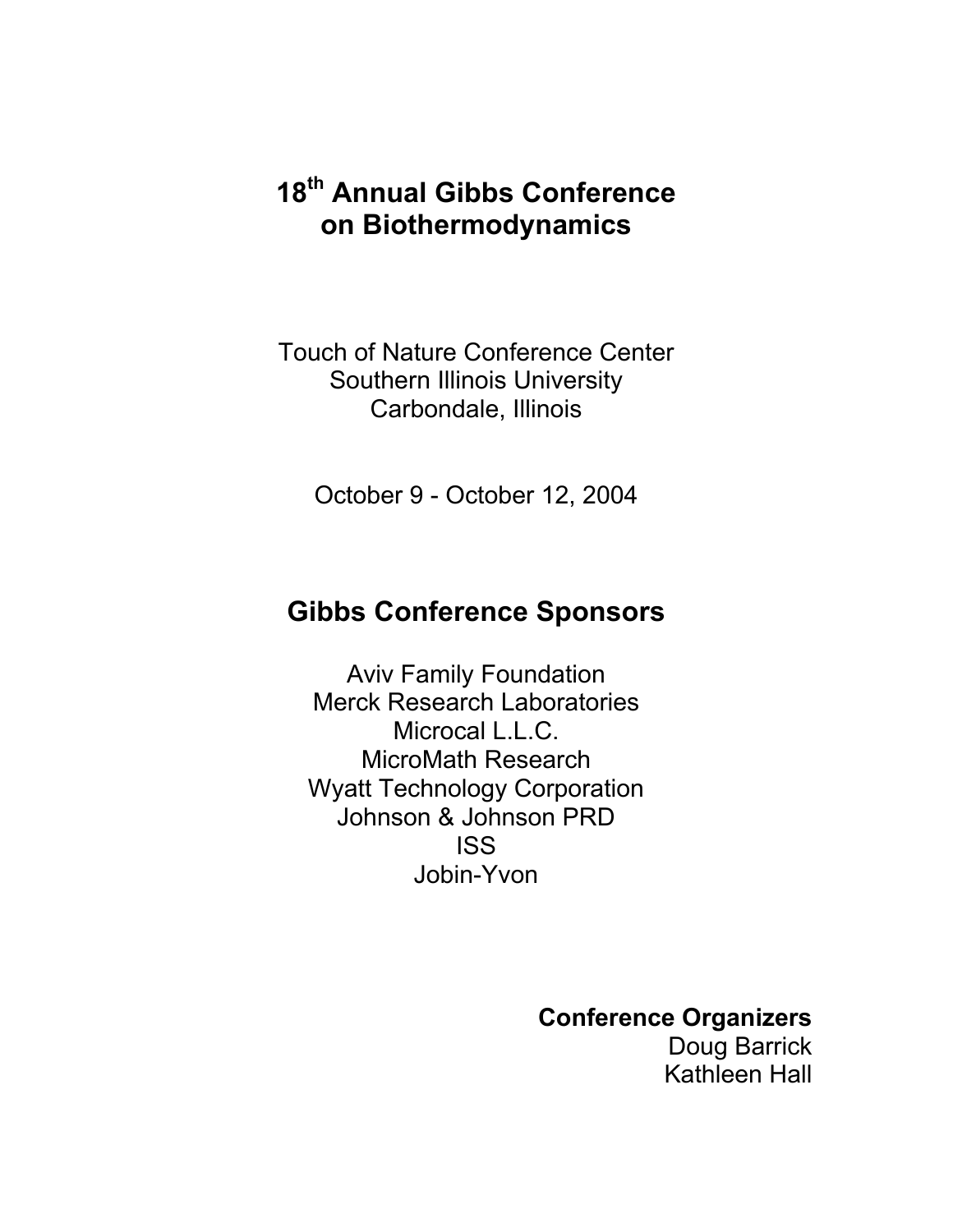# 18th Annual Gibbs Conference on Biothermodynamics

Touch of Nature Conference Center
Southern Illinois University
Carbondale, Illinois

October 9 - October 12, 2004

## Gibbs Conference Sponsors

Aviv Family Foundation
Merck Research Laboratories
Microcal L.L.C.
MicroMath Research
Wyatt Technology Corporation
Johnson & Johnson PRD
ISS
Jobin-Yvon

**Conference Organizers**
Doug Barrick
Kathleen Hall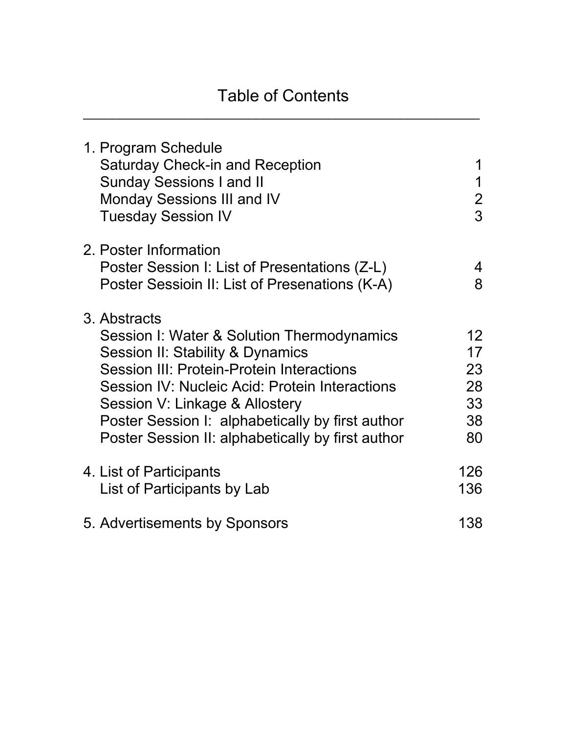# Table of Contents

| | |
|---|---|
| **1. Program Schedule** | |
| Saturday Check-in and Reception | 1 |
| Sunday Sessions I and II | 1 |
| Monday Sessions III and IV | 2 |
| Tuesday Session IV | 3 |
| **2. Poster Information** | |
| Poster Session I: List of Presentations (Z-L) | 4 |
| Poster Sessioin II: List of Presenations (K-A) | 8 |
| **3. Abstracts** | |
| Session I: Water & Solution Thermodynamics | 12 |
| Session II: Stability & Dynamics | 17 |
| Session III: Protein-Protein Interactions | 23 |
| Session IV: Nucleic Acid: Protein Interactions | 28 |
| Session V: Linkage & Allostery | 33 |
| Poster Session I: alphabetically by first author | 38 |
| Poster Session II: alphabetically by first author | 80 |
| **4. List of Participants** | 126 |
| List of Participants by Lab | 136 |
| **5. Advertisements by Sponsors** | 138 |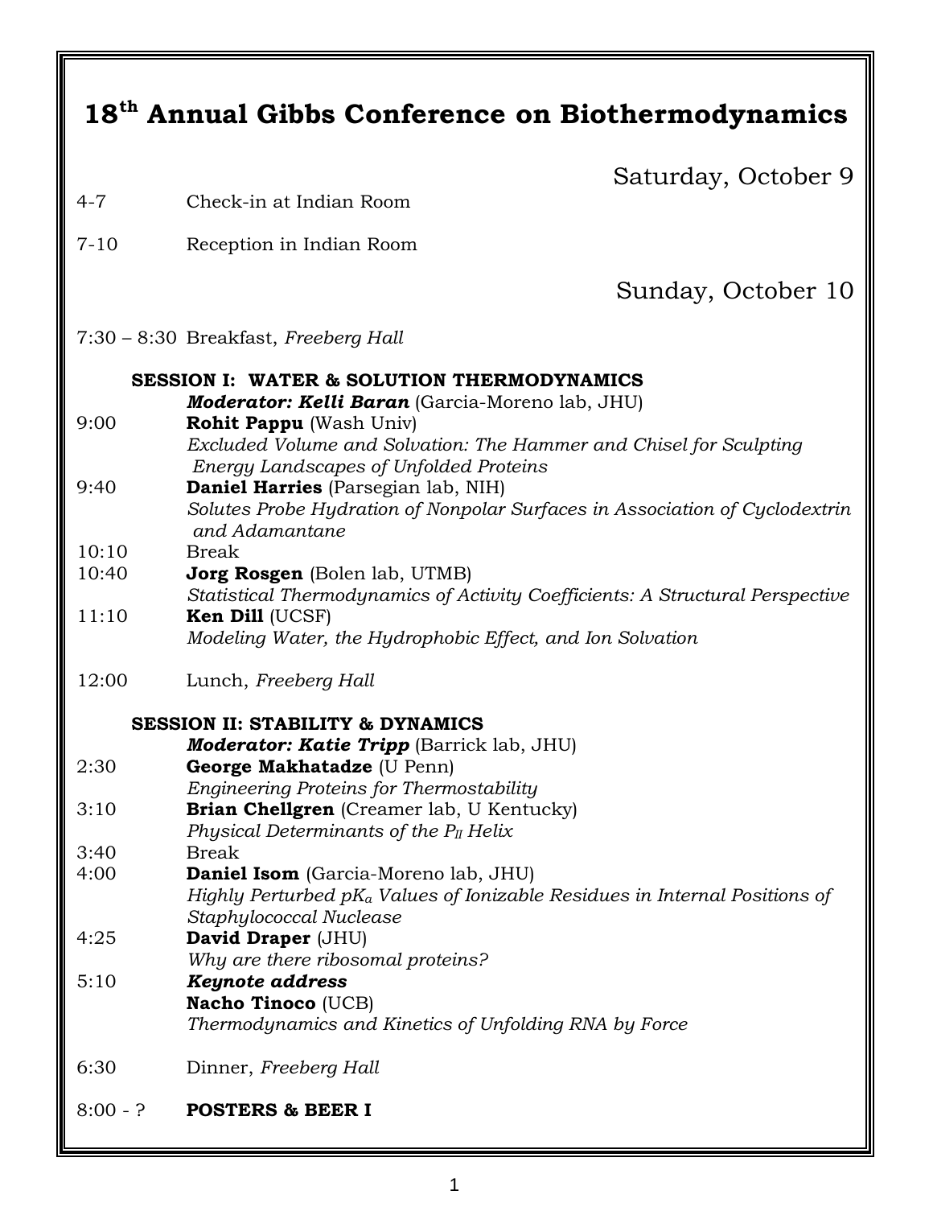# 18th Annual Gibbs Conference on Biothermodynamics

## Saturday, October 9

4-7 Check-in at Indian Room

7-10 Reception in Indian Room

## Sunday, October 10

7:30 – 8:30 Breakfast, *Freeberg Hall*

### SESSION I: WATER & SOLUTION THERMODYNAMICS

***Moderator: Kelli Baran*** (Garcia-Moreno lab, JHU)

9:00 **Rohit Pappu** (Wash Univ)
*Excluded Volume and Solvation: The Hammer and Chisel for Sculpting Energy Landscapes of Unfolded Proteins*

9:40 **Daniel Harries** (Parsegian lab, NIH)
*Solutes Probe Hydration of Nonpolar Surfaces in Association of Cyclodextrin and Adamantane*

10:10 Break

10:40 **Jorg Rosgen** (Bolen lab, UTMB)
*Statistical Thermodynamics of Activity Coefficients: A Structural Perspective*

11:10 **Ken Dill** (UCSF)
*Modeling Water, the Hydrophobic Effect, and Ion Solvation*

12:00 Lunch, *Freeberg Hall*

### SESSION II: STABILITY & DYNAMICS

***Moderator: Katie Tripp*** (Barrick lab, JHU)

2:30 **George Makhatadze** (U Penn)
*Engineering Proteins for Thermostability*

3:10 **Brian Chellgren** (Creamer lab, U Kentucky)
*Physical Determinants of the $P_{II}$ Helix*

3:40 Break

4:00 **Daniel Isom** (Garcia-Moreno lab, JHU)
*Highly Perturbed $pK_a$ Values of Ionizable Residues in Internal Positions of Staphylococcal Nuclease*

4:25 **David Draper** (JHU)
*Why are there ribosomal proteins?*

5:10 ***Keynote address***
**Nacho Tinoco** (UCB)
*Thermodynamics and Kinetics of Unfolding RNA by Force*

6:30 Dinner, *Freeberg Hall*

8:00 - ? **POSTERS & BEER I**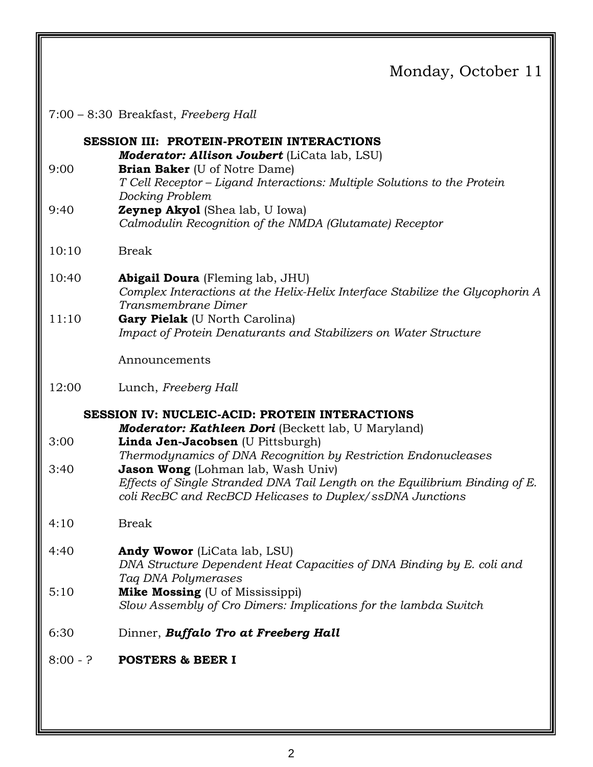# Monday, October 11

7:00 – 8:30 Breakfast, *Freeberg Hall*

## SESSION III: PROTEIN-PROTEIN INTERACTIONS

***Moderator: Allison Joubert*** (LiCata lab, LSU)

9:00 **Brian Baker** (U of Notre Dame)
*T Cell Receptor – Ligand Interactions: Multiple Solutions to the Protein Docking Problem*

9:40 **Zeynep Akyol** (Shea lab, U Iowa)
*Calmodulin Recognition of the NMDA (Glutamate) Receptor*

10:10 Break

10:40 **Abigail Doura** (Fleming lab, JHU)
*Complex Interactions at the Helix-Helix Interface Stabilize the Glycophorin A Transmembrane Dimer*

11:10 **Gary Pielak** (U North Carolina)
*Impact of Protein Denaturants and Stabilizers on Water Structure*

Announcements

12:00 Lunch, *Freeberg Hall*

## SESSION IV: NUCLEIC-ACID: PROTEIN INTERACTIONS

***Moderator: Kathleen Dori*** (Beckett lab, U Maryland)

3:00 **Linda Jen-Jacobsen** (U Pittsburgh)
*Thermodynamics of DNA Recognition by Restriction Endonucleases*

3:40 **Jason Wong** (Lohman lab, Wash Univ)
*Effects of Single Stranded DNA Tail Length on the Equilibrium Binding of E. coli RecBC and RecBCD Helicases to Duplex/ssDNA Junctions*

4:10 Break

4:40 **Andy Wowor** (LiCata lab, LSU)
*DNA Structure Dependent Heat Capacities of DNA Binding by E. coli and Taq DNA Polymerases*

5:10 **Mike Mossing** (U of Mississippi)
*Slow Assembly of Cro Dimers: Implications for the lambda Switch*

6:30 Dinner, ***Buffalo Tro at Freeberg Hall***

8:00 - ? **POSTERS & BEER I**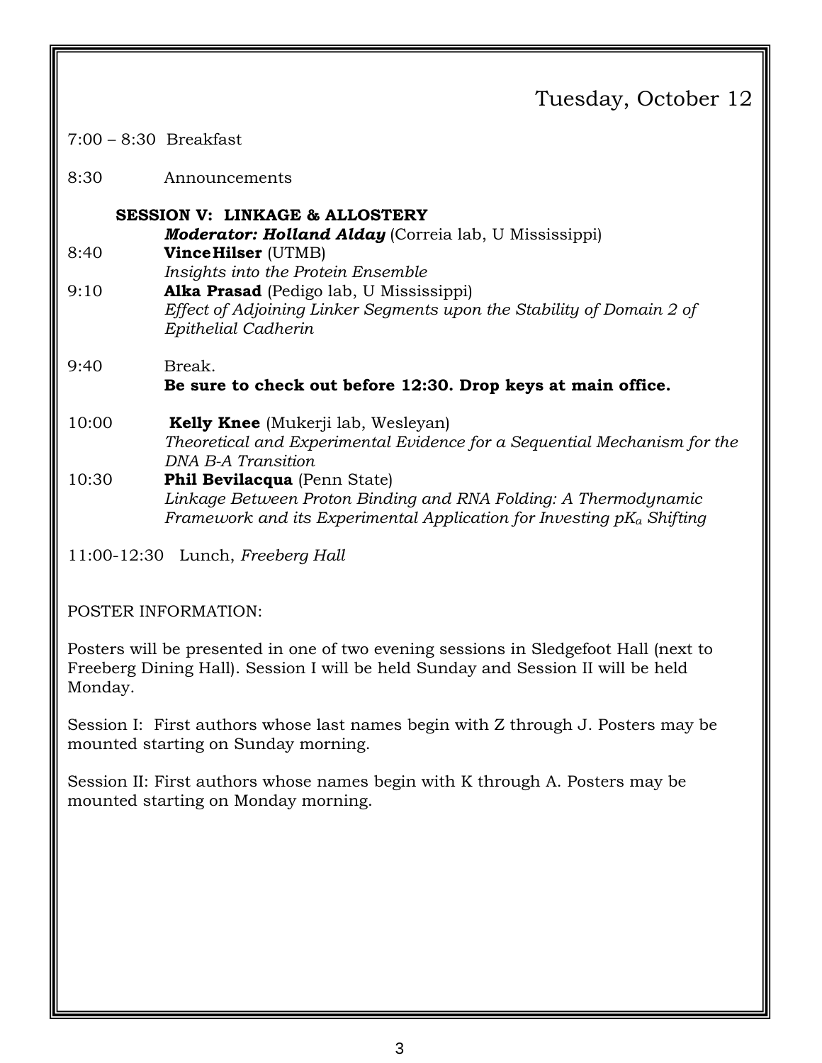## Tuesday, October 12

7:00 – 8:30 Breakfast

8:30 Announcements

### SESSION V: LINKAGE & ALLOSTERY

***Moderator: Holland Alday*** (Correia lab, U Mississippi)

8:40 **VinceHilser** (UTMB)
*Insights into the Protein Ensemble*

9:10 **Alka Prasad** (Pedigo lab, U Mississippi)
*Effect of Adjoining Linker Segments upon the Stability of Domain 2 of Epithelial Cadherin*

9:40 Break.
**Be sure to check out before 12:30. Drop keys at main office.**

10:00 **Kelly Knee** (Mukerji lab, Wesleyan)
*Theoretical and Experimental Evidence for a Sequential Mechanism for the DNA B-A Transition*

10:30 **Phil Bevilacqua** (Penn State)
*Linkage Between Proton Binding and RNA Folding: A Thermodynamic Framework and its Experimental Application for Investing $pK_a$ Shifting*

11:00-12:30 Lunch, *Freeberg Hall*

POSTER INFORMATION:

Posters will be presented in one of two evening sessions in Sledgefoot Hall (next to Freeberg Dining Hall). Session I will be held Sunday and Session II will be held Monday.

Session I: First authors whose last names begin with Z through J. Posters may be mounted starting on Sunday morning.

Session II: First authors whose names begin with K through A. Posters may be mounted starting on Monday morning.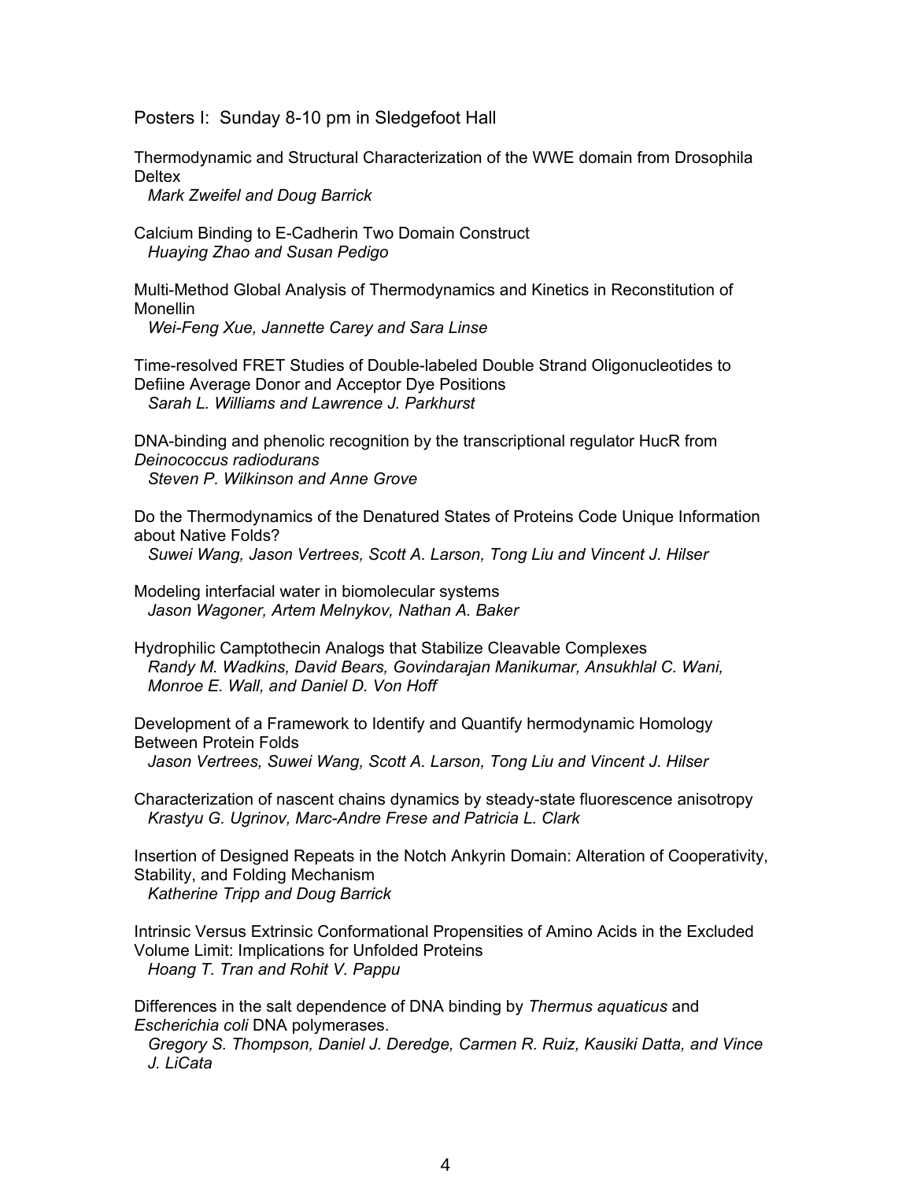Posters I: Sunday 8-10 pm in Sledgefoot Hall

Thermodynamic and Structural Characterization of the WWE domain from Drosophila Deltex
*Mark Zweifel and Doug Barrick*

Calcium Binding to E-Cadherin Two Domain Construct
*Huaying Zhao and Susan Pedigo*

Multi-Method Global Analysis of Thermodynamics and Kinetics in Reconstitution of Monellin
*Wei-Feng Xue, Jannette Carey and Sara Linse*

Time-resolved FRET Studies of Double-labeled Double Strand Oligonucleotides to Defiine Average Donor and Acceptor Dye Positions
*Sarah L. Williams and Lawrence J. Parkhurst*

DNA-binding and phenolic recognition by the transcriptional regulator HucR from *Deinococcus radiodurans*
*Steven P. Wilkinson and Anne Grove*

Do the Thermodynamics of the Denatured States of Proteins Code Unique Information about Native Folds?
*Suwei Wang, Jason Vertrees, Scott A. Larson, Tong Liu and Vincent J. Hilser*

Modeling interfacial water in biomolecular systems
*Jason Wagoner, Artem Melnykov, Nathan A. Baker*

Hydrophilic Camptothecin Analogs that Stabilize Cleavable Complexes
*Randy M. Wadkins, David Bears, Govindarajan Manikumar, Ansukhlal C. Wani, Monroe E. Wall, and Daniel D. Von Hoff*

Development of a Framework to Identify and Quantify hermodynamic Homology Between Protein Folds
*Jason Vertrees, Suwei Wang, Scott A. Larson, Tong Liu and Vincent J. Hilser*

Characterization of nascent chains dynamics by steady-state fluorescence anisotropy
*Krastyu G. Ugrinov, Marc-Andre Frese and Patricia L. Clark*

Insertion of Designed Repeats in the Notch Ankyrin Domain: Alteration of Cooperativity, Stability, and Folding Mechanism
*Katherine Tripp and Doug Barrick*

Intrinsic Versus Extrinsic Conformational Propensities of Amino Acids in the Excluded Volume Limit: Implications for Unfolded Proteins
*Hoang T. Tran and Rohit V. Pappu*

Differences in the salt dependence of DNA binding by *Thermus aquaticus* and *Escherichia coli* DNA polymerases.
*Gregory S. Thompson, Daniel J. Deredge, Carmen R. Ruiz, Kausiki Datta, and Vince J. LiCata*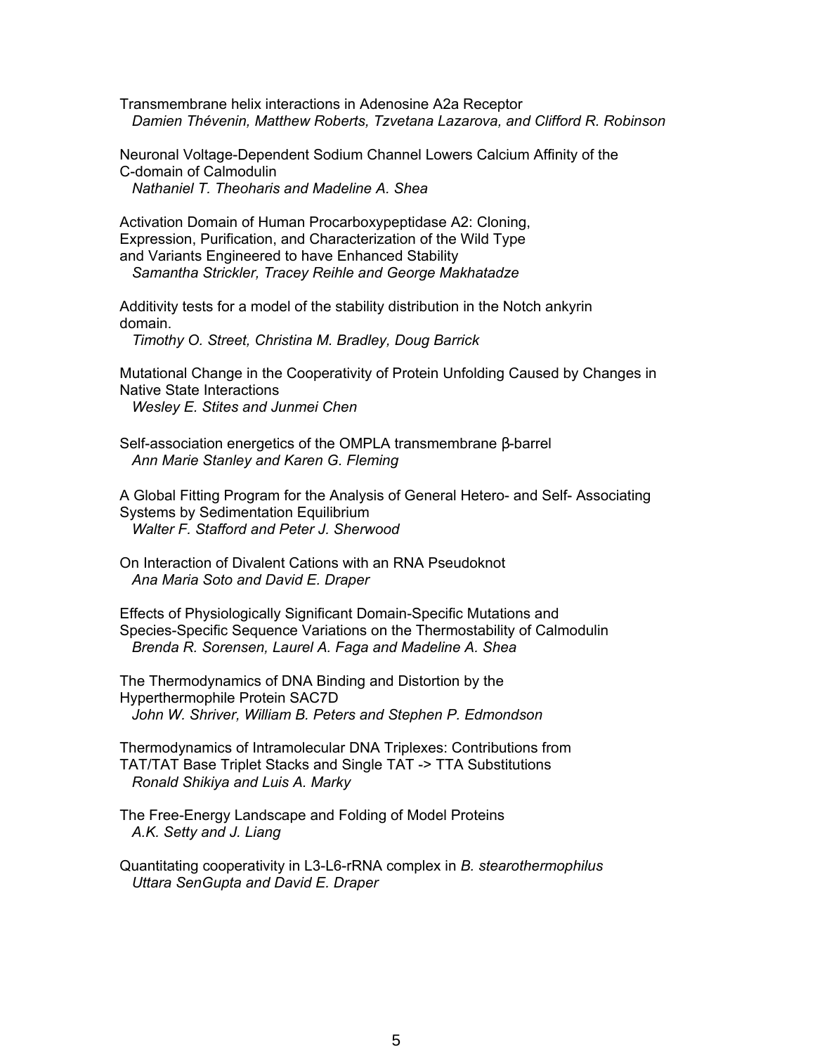Transmembrane helix interactions in Adenosine A2a Receptor
*Damien Thévenin, Matthew Roberts, Tzvetana Lazarova, and Clifford R. Robinson*

Neuronal Voltage-Dependent Sodium Channel Lowers Calcium Affinity of the C-domain of Calmodulin
*Nathaniel T. Theoharis and Madeline A. Shea*

Activation Domain of Human Procarboxypeptidase A2: Cloning, Expression, Purification, and Characterization of the Wild Type and Variants Engineered to have Enhanced Stability
*Samantha Strickler, Tracey Reihle and George Makhatadze*

Additivity tests for a model of the stability distribution in the Notch ankyrin domain.
*Timothy O. Street, Christina M. Bradley, Doug Barrick*

Mutational Change in the Cooperativity of Protein Unfolding Caused by Changes in Native State Interactions
*Wesley E. Stites and Junmei Chen*

Self-association energetics of the OMPLA transmembrane β-barrel
*Ann Marie Stanley and Karen G. Fleming*

A Global Fitting Program for the Analysis of General Hetero- and Self- Associating Systems by Sedimentation Equilibrium
*Walter F. Stafford and Peter J. Sherwood*

On Interaction of Divalent Cations with an RNA Pseudoknot
*Ana Maria Soto and David E. Draper*

Effects of Physiologically Significant Domain-Specific Mutations and Species-Specific Sequence Variations on the Thermostability of Calmodulin
*Brenda R. Sorensen, Laurel A. Faga and Madeline A. Shea*

The Thermodynamics of DNA Binding and Distortion by the Hyperthermophile Protein SAC7D
*John W. Shriver, William B. Peters and Stephen P. Edmondson*

Thermodynamics of Intramolecular DNA Triplexes: Contributions from TAT/TAT Base Triplet Stacks and Single TAT -> TTA Substitutions
*Ronald Shikiya and Luis A. Marky*

The Free-Energy Landscape and Folding of Model Proteins
*A.K. Setty and J. Liang*

Quantitating cooperativity in L3-L6-rRNA complex in *B. stearothermophilus*
*Uttara SenGupta and David E. Draper*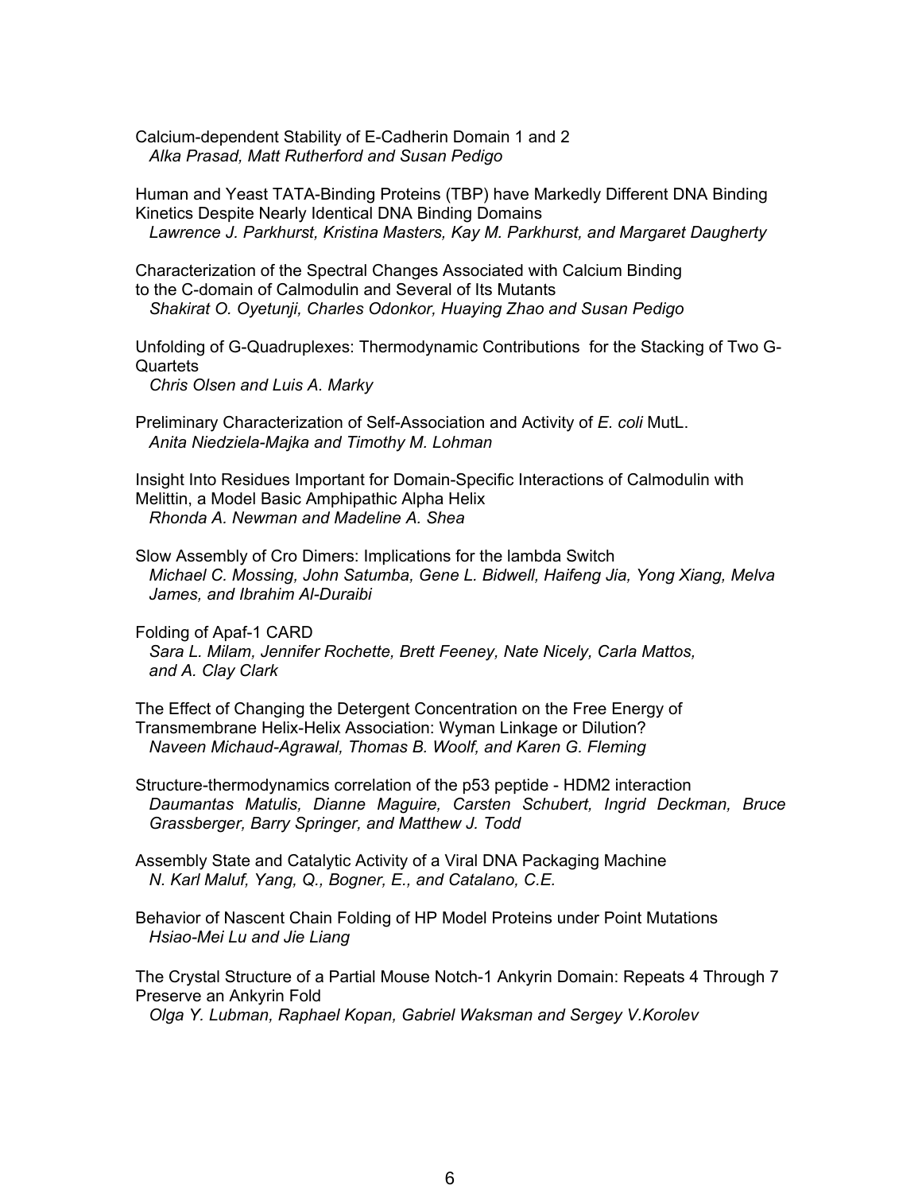Calcium-dependent Stability of E-Cadherin Domain 1 and 2
*Alka Prasad, Matt Rutherford and Susan Pedigo*

Human and Yeast TATA-Binding Proteins (TBP) have Markedly Different DNA Binding Kinetics Despite Nearly Identical DNA Binding Domains
*Lawrence J. Parkhurst, Kristina Masters, Kay M. Parkhurst, and Margaret Daugherty*

Characterization of the Spectral Changes Associated with Calcium Binding to the C-domain of Calmodulin and Several of Its Mutants
*Shakirat O. Oyetunji, Charles Odonkor, Huaying Zhao and Susan Pedigo*

Unfolding of G-Quadruplexes: Thermodynamic Contributions for the Stacking of Two G-Quartets
*Chris Olsen and Luis A. Marky*

Preliminary Characterization of Self-Association and Activity of *E. coli* MutL.
*Anita Niedziela-Majka and Timothy M. Lohman*

Insight Into Residues Important for Domain-Specific Interactions of Calmodulin with Melittin, a Model Basic Amphipathic Alpha Helix
*Rhonda A. Newman and Madeline A. Shea*

Slow Assembly of Cro Dimers: Implications for the lambda Switch
*Michael C. Mossing, John Satumba, Gene L. Bidwell, Haifeng Jia, Yong Xiang, Melva James, and Ibrahim Al-Duraibi*

Folding of Apaf-1 CARD
*Sara L. Milam, Jennifer Rochette, Brett Feeney, Nate Nicely, Carla Mattos, and A. Clay Clark*

The Effect of Changing the Detergent Concentration on the Free Energy of Transmembrane Helix-Helix Association: Wyman Linkage or Dilution?
*Naveen Michaud-Agrawal, Thomas B. Woolf, and Karen G. Fleming*

Structure-thermodynamics correlation of the p53 peptide - HDM2 interaction
*Daumantas Matulis, Dianne Maguire, Carsten Schubert, Ingrid Deckman, Bruce Grassberger, Barry Springer, and Matthew J. Todd*

Assembly State and Catalytic Activity of a Viral DNA Packaging Machine
*N. Karl Maluf, Yang, Q., Bogner, E., and Catalano, C.E.*

Behavior of Nascent Chain Folding of HP Model Proteins under Point Mutations
*Hsiao-Mei Lu and Jie Liang*

The Crystal Structure of a Partial Mouse Notch-1 Ankyrin Domain: Repeats 4 Through 7 Preserve an Ankyrin Fold
*Olga Y. Lubman, Raphael Kopan, Gabriel Waksman and Sergey V.Korolev*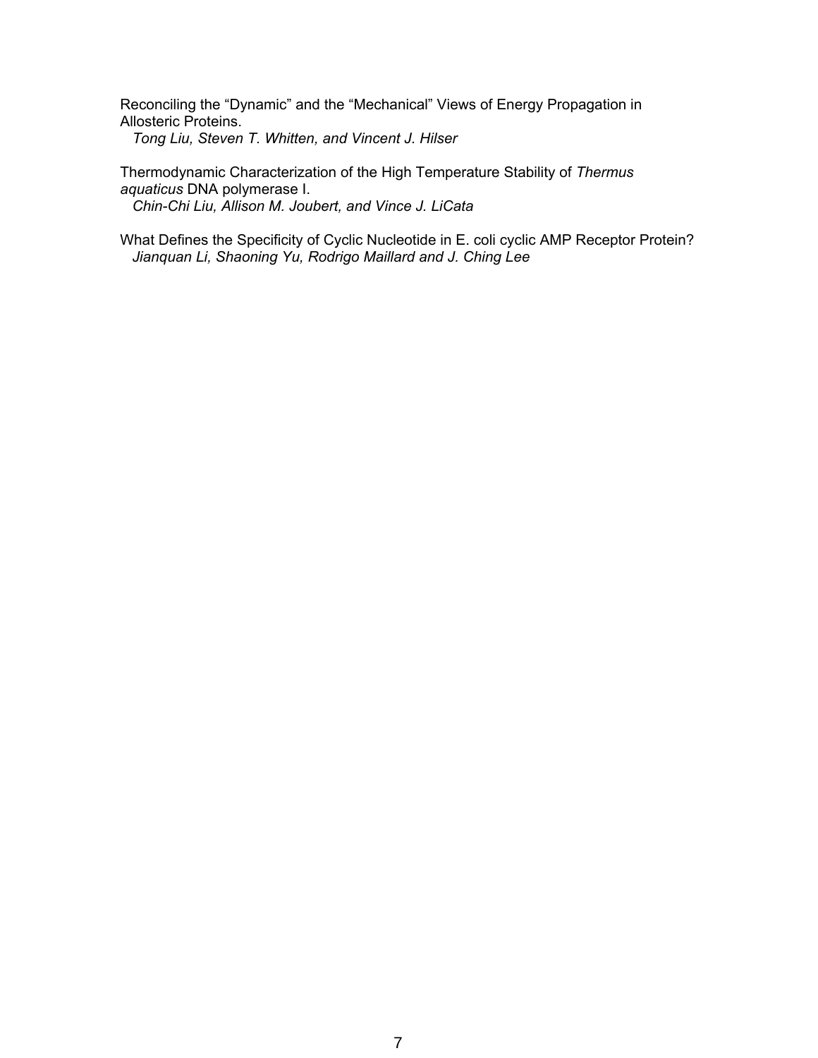Reconciling the “Dynamic” and the “Mechanical” Views of Energy Propagation in Allosteric Proteins.
*Tong Liu, Steven T. Whitten, and Vincent J. Hilser*

Thermodynamic Characterization of the High Temperature Stability of *Thermus aquaticus* DNA polymerase I.
*Chin-Chi Liu, Allison M. Joubert, and Vince J. LiCata*

What Defines the Specificity of Cyclic Nucleotide in E. coli cyclic AMP Receptor Protein?
*Jianquan Li, Shaoning Yu, Rodrigo Maillard and J. Ching Lee*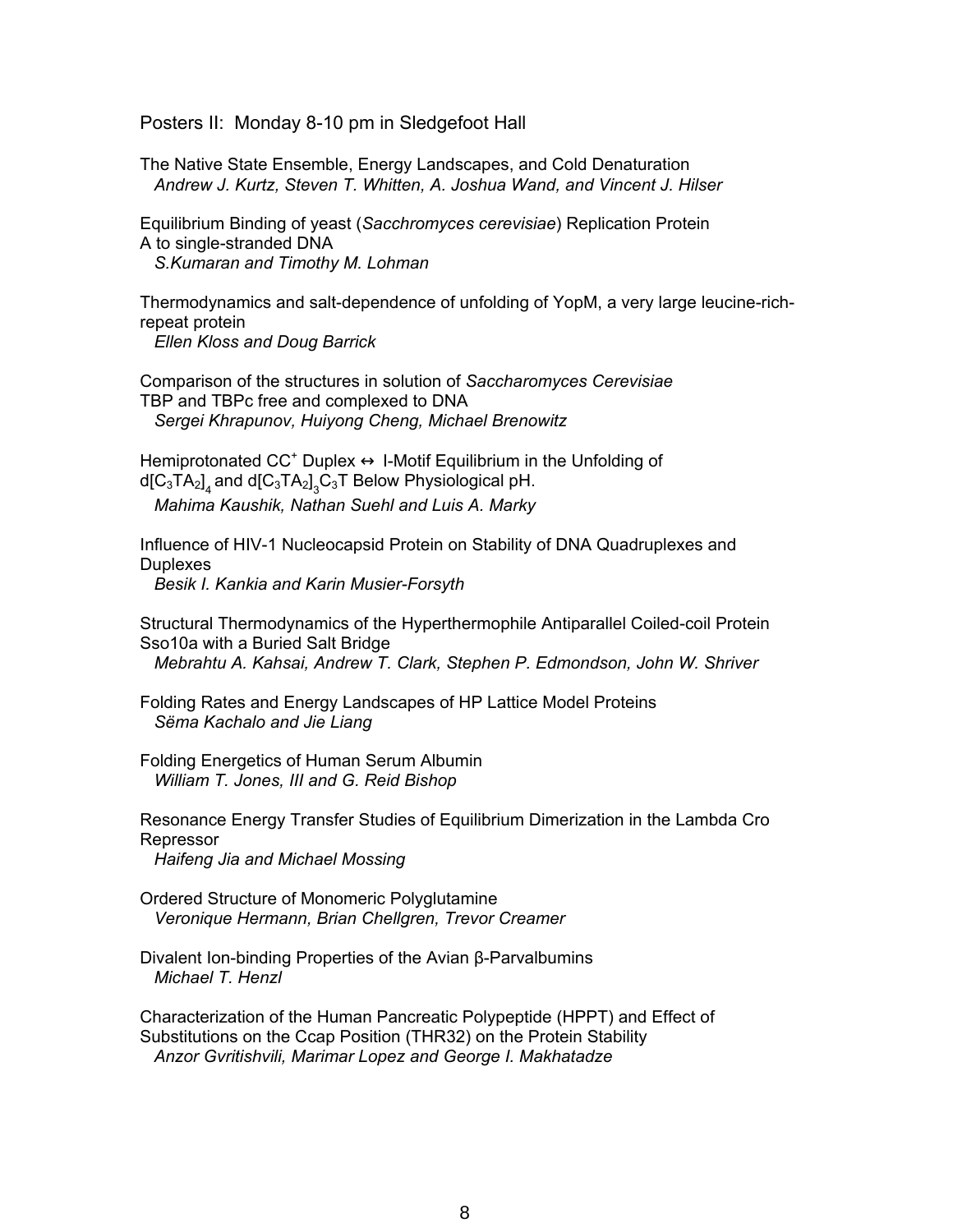Posters II: Monday 8-10 pm in Sledgefoot Hall

The Native State Ensemble, Energy Landscapes, and Cold Denaturation
*Andrew J. Kurtz, Steven T. Whitten, A. Joshua Wand, and Vincent J. Hilser*

Equilibrium Binding of yeast (*Sacchromyces cerevisiae*) Replication Protein A to single-stranded DNA
*S.Kumaran and Timothy M. Lohman*

Thermodynamics and salt-dependence of unfolding of YopM, a very large leucine-rich-repeat protein
*Ellen Kloss and Doug Barrick*

Comparison of the structures in solution of *Saccharomyces Cerevisiae* TBP and TBPc free and complexed to DNA
*Sergei Khrapunov, Huiyong Cheng, Michael Brenowitz*

Hemiprotonated $CC^{+}$ Duplex ↔ I-Motif Equilibrium in the Unfolding of $d[C_3TA_2]_4$ and $d[C_3TA_2]_3C_3T$ Below Physiological pH.
*Mahima Kaushik, Nathan Suehl and Luis A. Marky*

Influence of HIV-1 Nucleocapsid Protein on Stability of DNA Quadruplexes and Duplexes
*Besik I. Kankia and Karin Musier-Forsyth*

Structural Thermodynamics of the Hyperthermophile Antiparallel Coiled-coil Protein Sso10a with a Buried Salt Bridge
*Mebrahtu A. Kahsai, Andrew T. Clark, Stephen P. Edmondson, John W. Shriver*

Folding Rates and Energy Landscapes of HP Lattice Model Proteins
*Sëma Kachalo and Jie Liang*

Folding Energetics of Human Serum Albumin
*William T. Jones, III and G. Reid Bishop*

Resonance Energy Transfer Studies of Equilibrium Dimerization in the Lambda Cro Repressor
*Haifeng Jia and Michael Mossing*

Ordered Structure of Monomeric Polyglutamine
*Veronique Hermann, Brian Chellgren, Trevor Creamer*

Divalent Ion-binding Properties of the Avian β-Parvalbumins
*Michael T. Henzl*

Characterization of the Human Pancreatic Polypeptide (HPPT) and Effect of Substitutions on the Ccap Position (THR32) on the Protein Stability
*Anzor Gvritishvili, Marimar Lopez and George I. Makhatadze*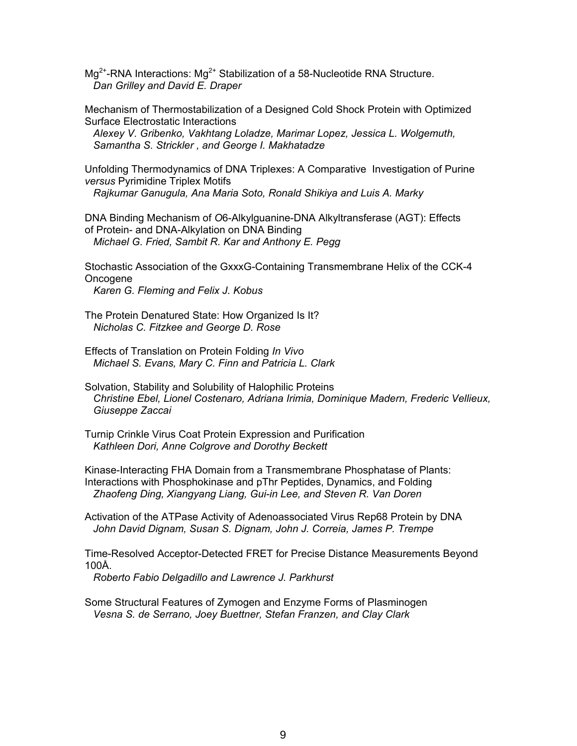$Mg^{2+}$-RNA Interactions: $Mg^{2+}$ Stabilization of a 58-Nucleotide RNA Structure.
*Dan Grilley and David E. Draper*

Mechanism of Thermostabilization of a Designed Cold Shock Protein with Optimized Surface Electrostatic Interactions
*Alexey V. Gribenko, Vakhtang Loladze, Marimar Lopez, Jessica L. Wolgemuth, Samantha S. Strickler , and George I. Makhatadze*

Unfolding Thermodynamics of DNA Triplexes: A Comparative Investigation of Purine *versus* Pyrimidine Triplex Motifs
*Rajkumar Ganugula, Ana Maria Soto, Ronald Shikiya and Luis A. Marky*

DNA Binding Mechanism of *O*6-Alkylguanine-DNA Alkyltransferase (AGT): Effects of Protein- and DNA-Alkylation on DNA Binding
*Michael G. Fried, Sambit R. Kar and Anthony E. Pegg*

Stochastic Association of the GxxxG-Containing Transmembrane Helix of the CCK-4 Oncogene
*Karen G. Fleming and Felix J. Kobus*

The Protein Denatured State: How Organized Is It?
*Nicholas C. Fitzkee and George D. Rose*

Effects of Translation on Protein Folding *In Vivo*
*Michael S. Evans, Mary C. Finn and Patricia L. Clark*

Solvation, Stability and Solubility of Halophilic Proteins
*Christine Ebel, Lionel Costenaro, Adriana Irimia, Dominique Madern, Frederic Vellieux, Giuseppe Zaccai*

Turnip Crinkle Virus Coat Protein Expression and Purification
*Kathleen Dori, Anne Colgrove and Dorothy Beckett*

Kinase-Interacting FHA Domain from a Transmembrane Phosphatase of Plants: Interactions with Phosphokinase and pThr Peptides, Dynamics, and Folding
*Zhaofeng Ding, Xiangyang Liang, Gui-in Lee, and Steven R. Van Doren*

Activation of the ATPase Activity of Adenoassociated Virus Rep68 Protein by DNA
*John David Dignam, Susan S. Dignam, John J. Correia, James P. Trempe*

Time-Resolved Acceptor-Detected FRET for Precise Distance Measurements Beyond 100Å.
*Roberto Fabio Delgadillo and Lawrence J. Parkhurst*

Some Structural Features of Zymogen and Enzyme Forms of Plasminogen
*Vesna S. de Serrano, Joey Buettner, Stefan Franzen, and Clay Clark*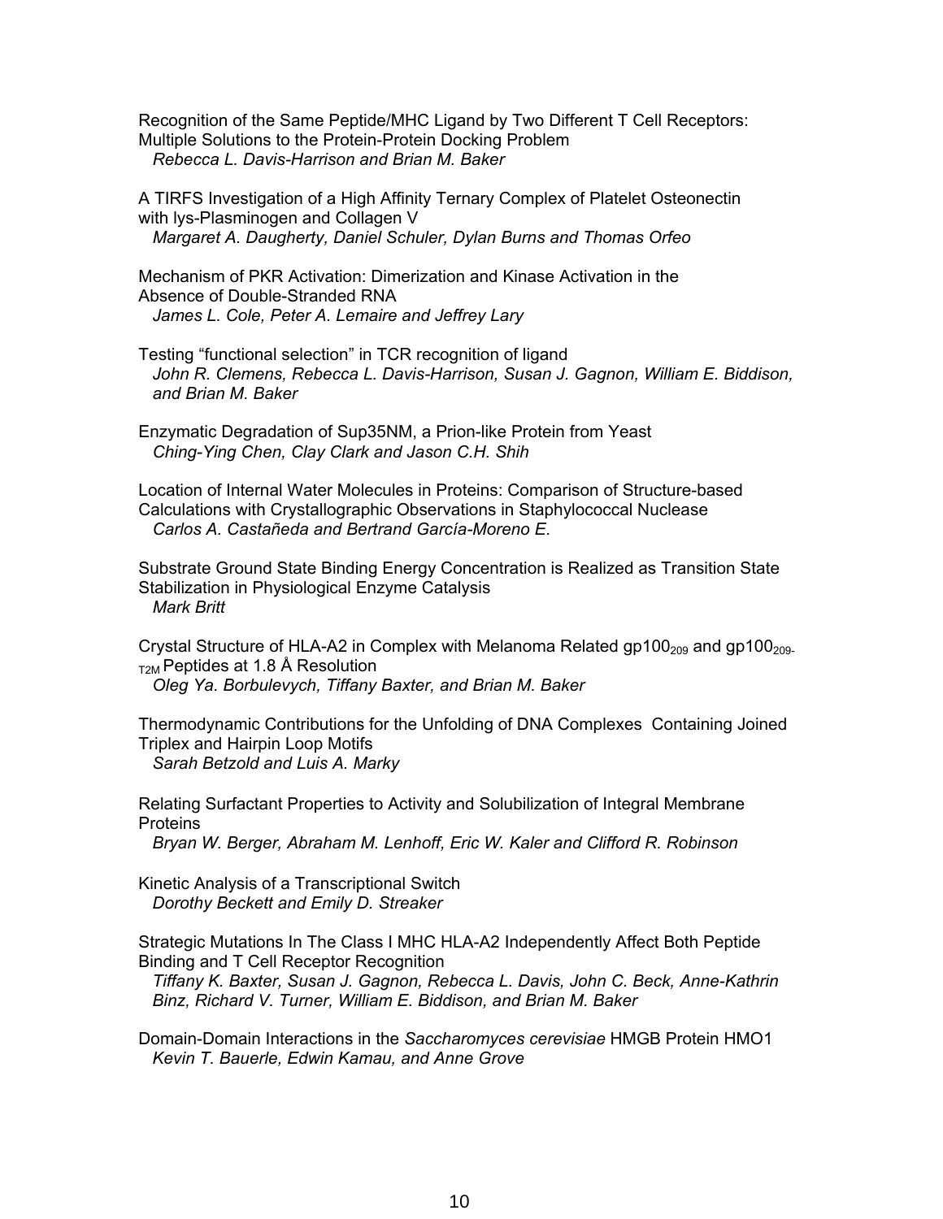Recognition of the Same Peptide/MHC Ligand by Two Different T Cell Receptors: Multiple Solutions to the Protein-Protein Docking Problem
*Rebecca L. Davis-Harrison and Brian M. Baker*

A TIRFS Investigation of a High Affinity Ternary Complex of Platelet Osteonectin with lys-Plasminogen and Collagen V
*Margaret A. Daugherty, Daniel Schuler, Dylan Burns and Thomas Orfeo*

Mechanism of PKR Activation: Dimerization and Kinase Activation in the Absence of Double-Stranded RNA
*James L. Cole, Peter A. Lemaire and Jeffrey Lary*

Testing "functional selection" in TCR recognition of ligand
*John R. Clemens, Rebecca L. Davis-Harrison, Susan J. Gagnon, William E. Biddison, and Brian M. Baker*

Enzymatic Degradation of Sup35NM, a Prion-like Protein from Yeast
*Ching-Ying Chen, Clay Clark and Jason C.H. Shih*

Location of Internal Water Molecules in Proteins: Comparison of Structure-based Calculations with Crystallographic Observations in Staphylococcal Nuclease
*Carlos A. Castañeda and Bertrand García-Moreno E.*

Substrate Ground State Binding Energy Concentration is Realized as Transition State Stabilization in Physiological Enzyme Catalysis
*Mark Britt*

Crystal Structure of HLA-A2 in Complex with Melanoma Related $gp100_{209}$ and $gp100_{209\text{-}T2M}$ Peptides at 1.8 Å Resolution
*Oleg Ya. Borbulevych, Tiffany Baxter, and Brian M. Baker*

Thermodynamic Contributions for the Unfolding of DNA Complexes Containing Joined Triplex and Hairpin Loop Motifs
*Sarah Betzold and Luis A. Marky*

Relating Surfactant Properties to Activity and Solubilization of Integral Membrane Proteins
*Bryan W. Berger, Abraham M. Lenhoff, Eric W. Kaler and Clifford R. Robinson*

Kinetic Analysis of a Transcriptional Switch
*Dorothy Beckett and Emily D. Streaker*

Strategic Mutations In The Class I MHC HLA-A2 Independently Affect Both Peptide Binding and T Cell Receptor Recognition
*Tiffany K. Baxter, Susan J. Gagnon, Rebecca L. Davis, John C. Beck, Anne-Kathrin Binz, Richard V. Turner, William E. Biddison, and Brian M. Baker*

Domain-Domain Interactions in the *Saccharomyces cerevisiae* HMGB Protein HMO1
*Kevin T. Bauerle, Edwin Kamau, and Anne Grove*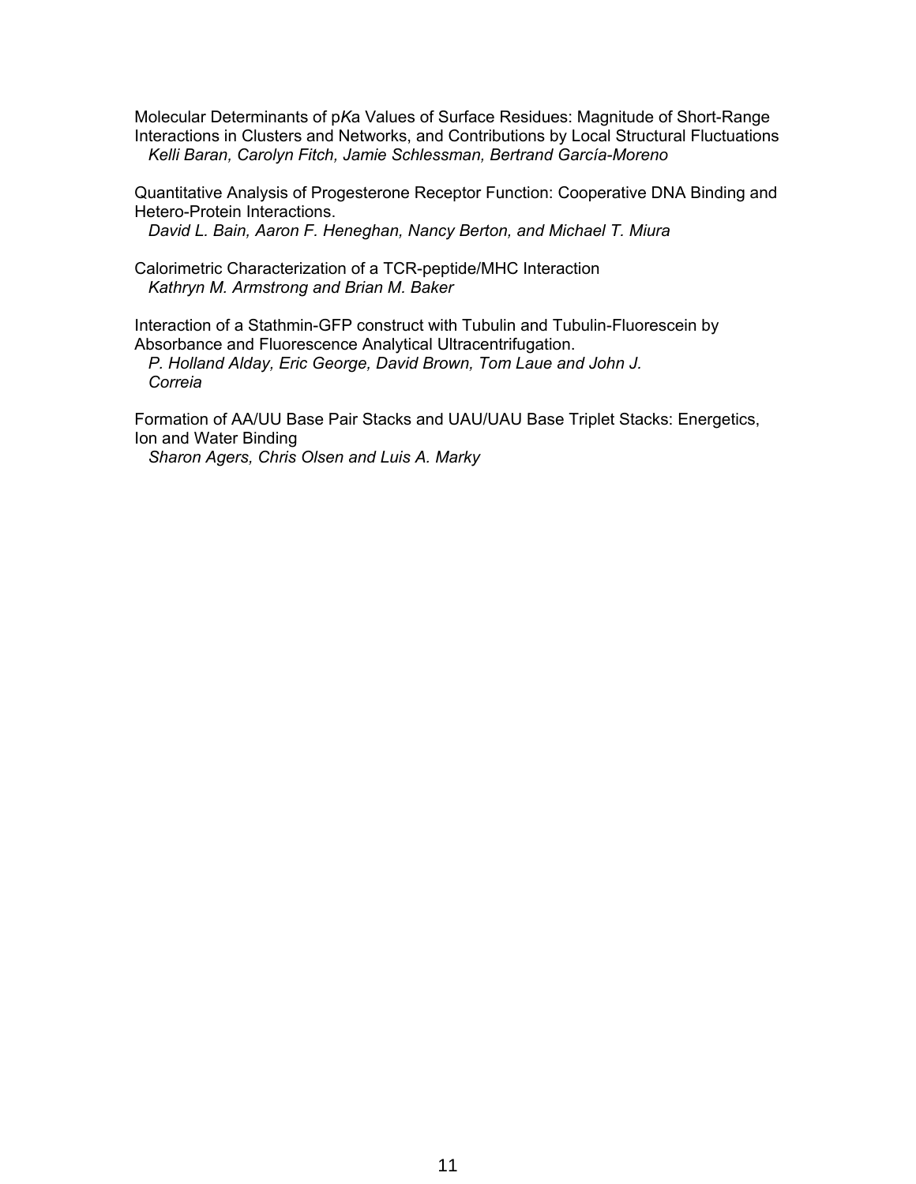Molecular Determinants of p*K*a Values of Surface Residues: Magnitude of Short-Range Interactions in Clusters and Networks, and Contributions by Local Structural Fluctuations
*Kelli Baran, Carolyn Fitch, Jamie Schlessman, Bertrand García-Moreno*

Quantitative Analysis of Progesterone Receptor Function: Cooperative DNA Binding and Hetero-Protein Interactions.
*David L. Bain, Aaron F. Heneghan, Nancy Berton, and Michael T. Miura*

Calorimetric Characterization of a TCR-peptide/MHC Interaction
*Kathryn M. Armstrong and Brian M. Baker*

Interaction of a Stathmin-GFP construct with Tubulin and Tubulin-Fluorescein by Absorbance and Fluorescence Analytical Ultracentrifugation.
*P. Holland Alday, Eric George, David Brown, Tom Laue and John J. Correia*

Formation of AA/UU Base Pair Stacks and UAU/UAU Base Triplet Stacks: Energetics, Ion and Water Binding
*Sharon Agers, Chris Olsen and Luis A. Marky*